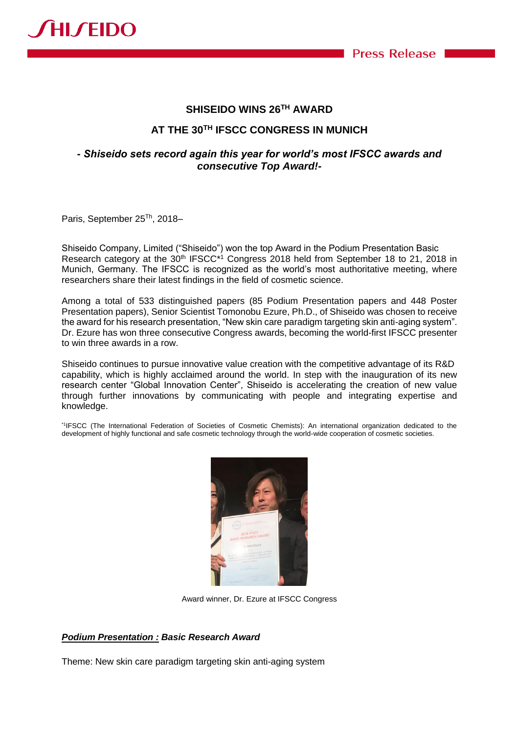# SHISEIDO WINS 26TH AWARD

# AT THE 30TH IFSCC CONGRESS IN MUNICH

***- Shiseido sets record again this year for world's most IFSCC awards and consecutive Top Award!-***

Paris, September 25Th, 2018–

Shiseido Company, Limited ("Shiseido") won the top Award in the Podium Presentation Basic Research category at the 30th IFSCC*[1] Congress 2018 held from September 18 to 21, 2018 in Munich, Germany. The IFSCC is recognized as the world's most authoritative meeting, where researchers share their latest findings in the field of cosmetic science.

Among a total of 533 distinguished papers (85 Podium Presentation papers and 448 Poster Presentation papers), Senior Scientist Tomonobu Ezure, Ph.D., of Shiseido was chosen to receive the award for his research presentation, "New skin care paradigm targeting skin anti-aging system". Dr. Ezure has won three consecutive Congress awards, becoming the world-first IFSCC presenter to win three awards in a row.

Shiseido continues to pursue innovative value creation with the competitive advantage of its R&D capability, which is highly acclaimed around the world. In step with the inauguration of its new research center "Global Innovation Center", Shiseido is accelerating the creation of new value through further innovations by communicating with people and integrating expertise and knowledge.

*[1]IFSCC (The International Federation of Societies of Cosmetic Chemists): An international organization dedicated to the development of highly functional and safe cosmetic technology through the world-wide cooperation of cosmetic societies.

Award winner, Dr. Ezure at IFSCC Congress

***Podium Presentation : Basic Research Award***

Theme: New skin care paradigm targeting skin anti-aging system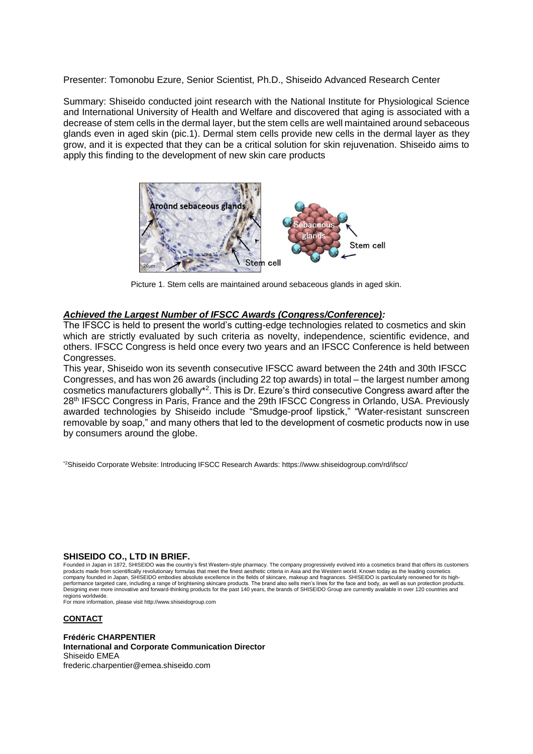Presenter: Tomonobu Ezure, Senior Scientist, Ph.D., Shiseido Advanced Research Center

Summary: Shiseido conducted joint research with the National Institute for Physiological Science and International University of Health and Welfare and discovered that aging is associated with a decrease of stem cells in the dermal layer, but the stem cells are well maintained around sebaceous glands even in aged skin (pic.1). Dermal stem cells provide new cells in the dermal layer as they grow, and it is expected that they can be a critical solution for skin rejuvenation. Shiseido aims to apply this finding to the development of new skin care products

Around sebaceous glands

Stem cell

20μm

Sebaceous glands

Stem cell

Picture 1. Stem cells are maintained around sebaceous glands in aged skin.

***Achieved the Largest Number of IFSCC Awards (Congress/Conference):***

The IFSCC is held to present the world's cutting-edge technologies related to cosmetics and skin which are strictly evaluated by such criteria as novelty, independence, scientific evidence, and others. IFSCC Congress is held once every two years and an IFSCC Conference is held between Congresses.

This year, Shiseido won its seventh consecutive IFSCC award between the 24th and 30th IFSCC Congresses, and has won 26 awards (including 22 top awards) in total – the largest number among cosmetics manufacturers globally*[2]. This is Dr. Ezure's third consecutive Congress award after the 28th IFSCC Congress in Paris, France and the 29th IFSCC Congress in Orlando, USA. Previously awarded technologies by Shiseido include "Smudge-proof lipstick," "Water-resistant sunscreen removable by soap," and many others that led to the development of cosmetic products now in use by consumers around the globe.

*[2]Shiseido Corporate Website: Introducing IFSCC Research Awards: https://www.shiseidogroup.com/rd/ifscc/

**SHISEIDO CO., LTD IN BRIEF.**

Founded in Japan in 1872, SHISEIDO was the country's first Western-style pharmacy. The company progressively evolved into a cosmetics brand that offers its customers products made from scientifically revolutionary formulas that meet the finest aesthetic criteria in Asia and the Western world. Known today as the leading cosmetics company founded in Japan, SHISEIDO embodies absolute excellence in the fields of skincare, makeup and fragrances. SHISEIDO is particularly renowned for its high-performance targeted care, including a range of brightening skincare products. The brand also sells men's lines for the face and body, as well as sun protection products. Designing ever more innovative and forward-thinking products for the past 140 years, the brands of SHISEIDO Group are currently available in over 120 countries and regions worldwide.

For more information, please visit http://www.shiseidogroup.com

**CONTACT**

**Frédéric CHARPENTIER**
**International and Corporate Communication Director**
Shiseido EMEA
frederic.charpentier@emea.shiseido.com